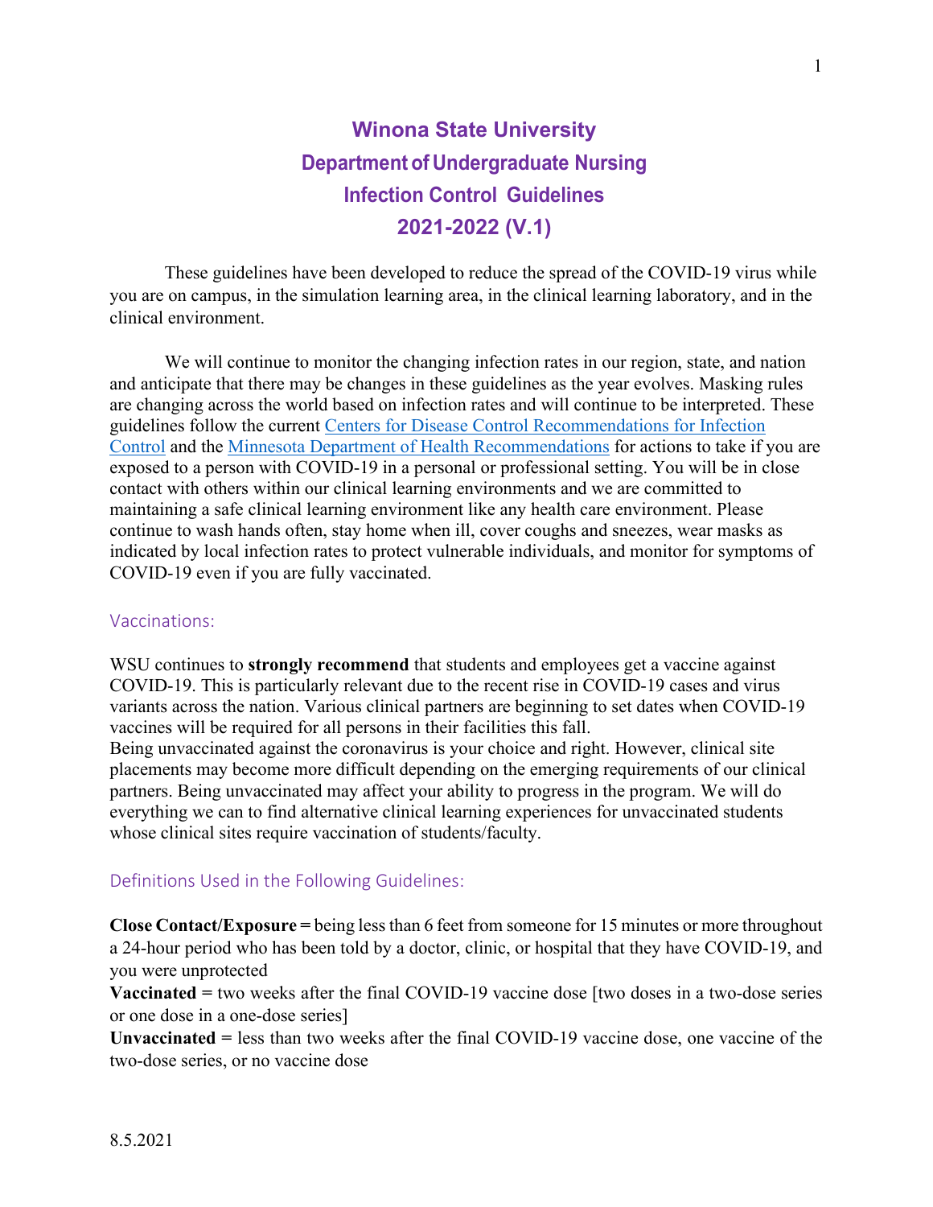# Winona State University
## Department of Undergraduate Nursing
## Infection Control Guidelines
## 2021-2022 (V.1)

These guidelines have been developed to reduce the spread of the COVID-19 virus while you are on campus, in the simulation learning area, in the clinical learning laboratory, and in the clinical environment.

We will continue to monitor the changing infection rates in our region, state, and nation and anticipate that there may be changes in these guidelines as the year evolves. Masking rules are changing across the world based on infection rates and will continue to be interpreted. These guidelines follow the current Centers for Disease Control Recommendations for Infection Control and the Minnesota Department of Health Recommendations for actions to take if you are exposed to a person with COVID-19 in a personal or professional setting. You will be in close contact with others within our clinical learning environments and we are committed to maintaining a safe clinical learning environment like any health care environment. Please continue to wash hands often, stay home when ill, cover coughs and sneezes, wear masks as indicated by local infection rates to protect vulnerable individuals, and monitor for symptoms of COVID-19 even if you are fully vaccinated.

### Vaccinations:

WSU continues to **strongly recommend** that students and employees get a vaccine against COVID-19. This is particularly relevant due to the recent rise in COVID-19 cases and virus variants across the nation. Various clinical partners are beginning to set dates when COVID-19 vaccines will be required for all persons in their facilities this fall.
Being unvaccinated against the coronavirus is your choice and right. However, clinical site placements may become more difficult depending on the emerging requirements of our clinical partners. Being unvaccinated may affect your ability to progress in the program. We will do everything we can to find alternative clinical learning experiences for unvaccinated students whose clinical sites require vaccination of students/faculty.

### Definitions Used in the Following Guidelines:

**Close Contact/Exposure =** being less than 6 feet from someone for 15 minutes or more throughout a 24-hour period who has been told by a doctor, clinic, or hospital that they have COVID-19, and you were unprotected
**Vaccinated =** two weeks after the final COVID-19 vaccine dose [two doses in a two-dose series or one dose in a one-dose series]
**Unvaccinated =** less than two weeks after the final COVID-19 vaccine dose, one vaccine of the two-dose series, or no vaccine dose

8.5.2021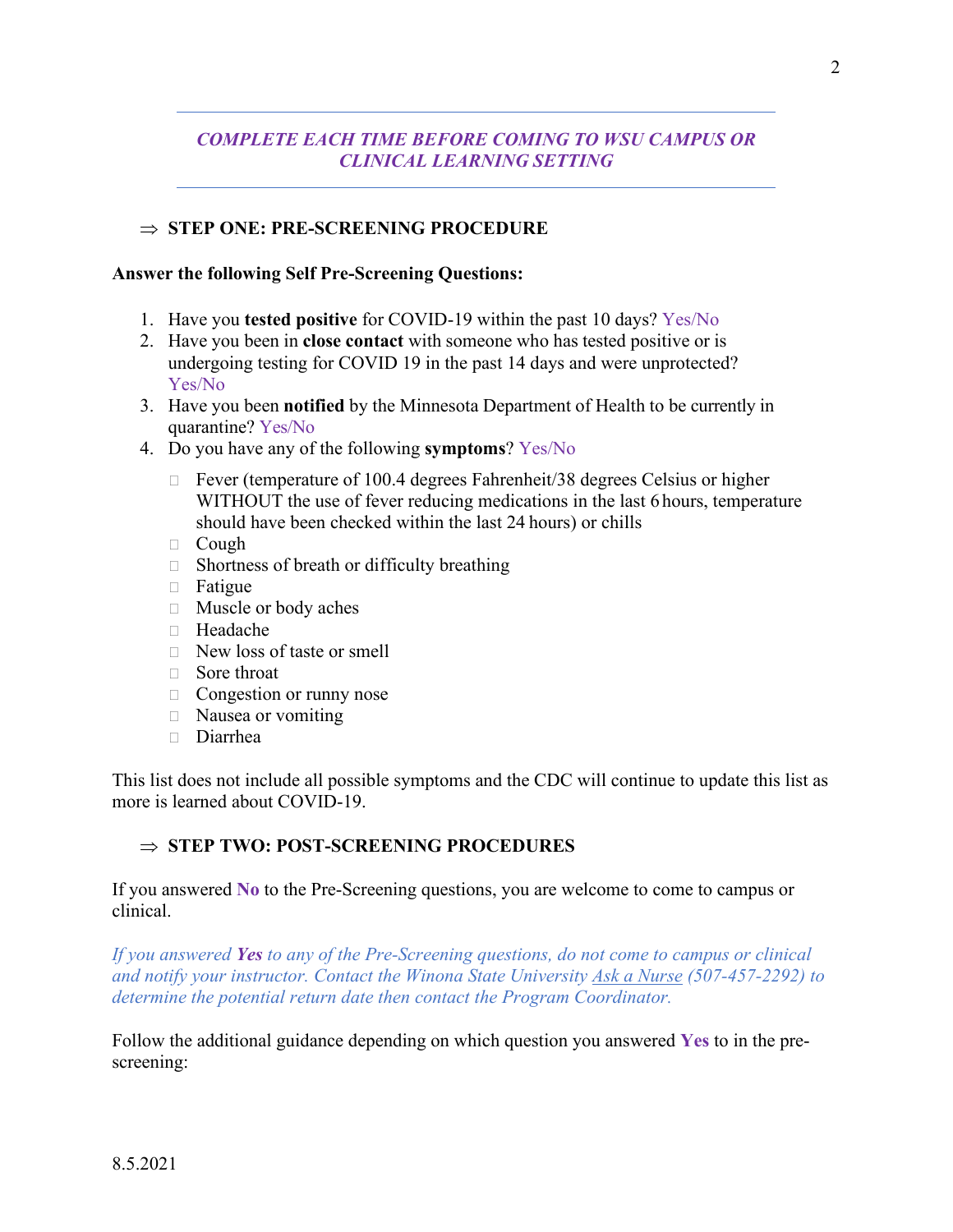*COMPLETE EACH TIME BEFORE COMING TO WSU CAMPUS OR CLINICAL LEARNING SETTING*

## ⇒ STEP ONE: PRE-SCREENING PROCEDURE

**Answer the following Self Pre-Screening Questions:**

1. Have you **tested positive** for COVID-19 within the past 10 days? Yes/No
2. Have you been in **close contact** with someone who has tested positive or is undergoing testing for COVID 19 in the past 14 days and were unprotected? Yes/No
3. Have you been **notified** by the Minnesota Department of Health to be currently in quarantine? Yes/No
4. Do you have any of the following **symptoms**? Yes/No
   - Fever (temperature of 100.4 degrees Fahrenheit/38 degrees Celsius or higher WITHOUT the use of fever reducing medications in the last 6 hours, temperature should have been checked within the last 24 hours) or chills
   - Cough
   - Shortness of breath or difficulty breathing
   - Fatigue
   - Muscle or body aches
   - Headache
   - New loss of taste or smell
   - Sore throat
   - Congestion or runny nose
   - Nausea or vomiting
   - Diarrhea

This list does not include all possible symptoms and the CDC will continue to update this list as more is learned about COVID-19.

## ⇒ STEP TWO: POST-SCREENING PROCEDURES

If you answered **No** to the Pre-Screening questions, you are welcome to come to campus or clinical.

*If you answered **Yes** to any of the Pre-Screening questions, do not come to campus or clinical and notify your instructor. Contact the Winona State University Ask a Nurse (507-457-2292) to determine the potential return date then contact the Program Coordinator.*

Follow the additional guidance depending on which question you answered **Yes** to in the pre-screening:

8.5.2021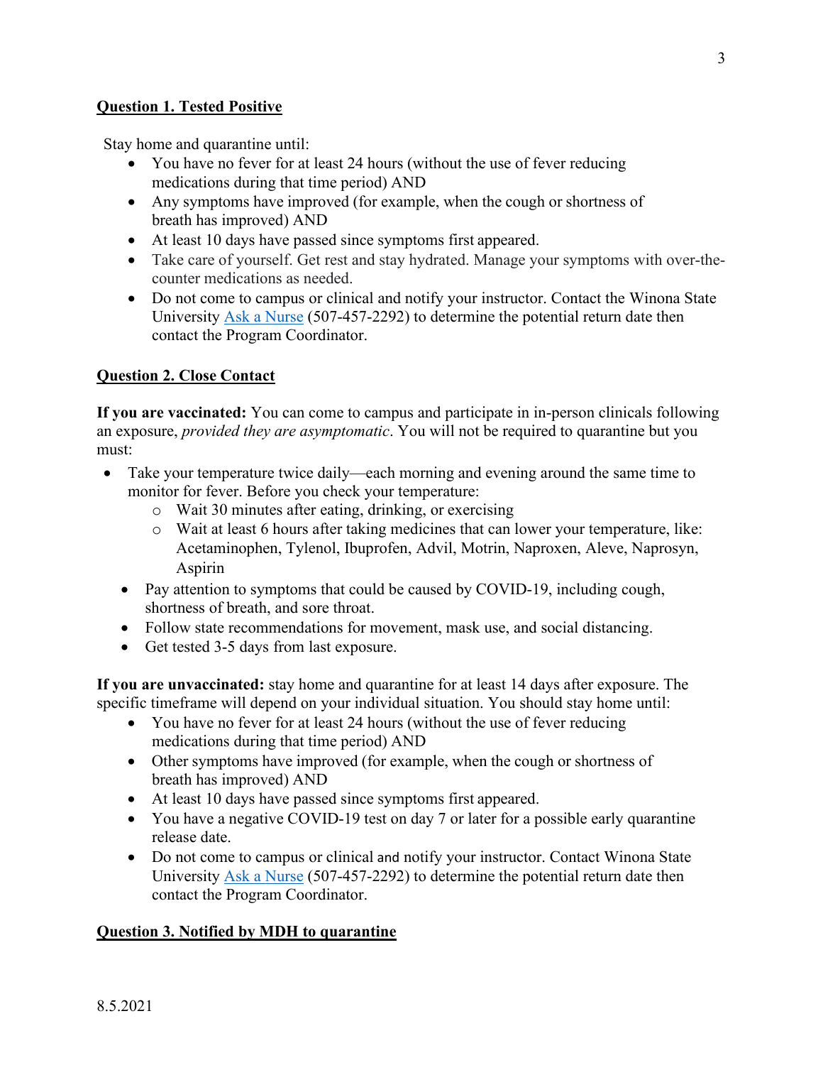**Question 1. Tested Positive**

Stay home and quarantine until:

- You have no fever for at least 24 hours (without the use of fever reducing medications during that time period) AND
- Any symptoms have improved (for example, when the cough or shortness of breath has improved) AND
- At least 10 days have passed since symptoms first appeared.
- Take care of yourself. Get rest and stay hydrated. Manage your symptoms with over-the-counter medications as needed.
- Do not come to campus or clinical and notify your instructor. Contact the Winona State University [Ask a Nurse](#) (507-457-2292) to determine the potential return date then contact the Program Coordinator.

**Question 2. Close Contact**

**If you are vaccinated:** You can come to campus and participate in in-person clinicals following an exposure, *provided they are asymptomatic*. You will not be required to quarantine but you must:

- Take your temperature twice daily—each morning and evening around the same time to monitor for fever. Before you check your temperature:
  - Wait 30 minutes after eating, drinking, or exercising
  - Wait at least 6 hours after taking medicines that can lower your temperature, like: Acetaminophen, Tylenol, Ibuprofen, Advil, Motrin, Naproxen, Aleve, Naprosyn, Aspirin
- Pay attention to symptoms that could be caused by COVID-19, including cough, shortness of breath, and sore throat.
- Follow state recommendations for movement, mask use, and social distancing.
- Get tested 3-5 days from last exposure.

**If you are unvaccinated:** stay home and quarantine for at least 14 days after exposure. The specific timeframe will depend on your individual situation. You should stay home until:

- You have no fever for at least 24 hours (without the use of fever reducing medications during that time period) AND
- Other symptoms have improved (for example, when the cough or shortness of breath has improved) AND
- At least 10 days have passed since symptoms first appeared.
- You have a negative COVID-19 test on day 7 or later for a possible early quarantine release date.
- Do not come to campus or clinical and notify your instructor. Contact Winona State University [Ask a Nurse](#) (507-457-2292) to determine the potential return date then contact the Program Coordinator.

**Question 3. Notified by MDH to quarantine**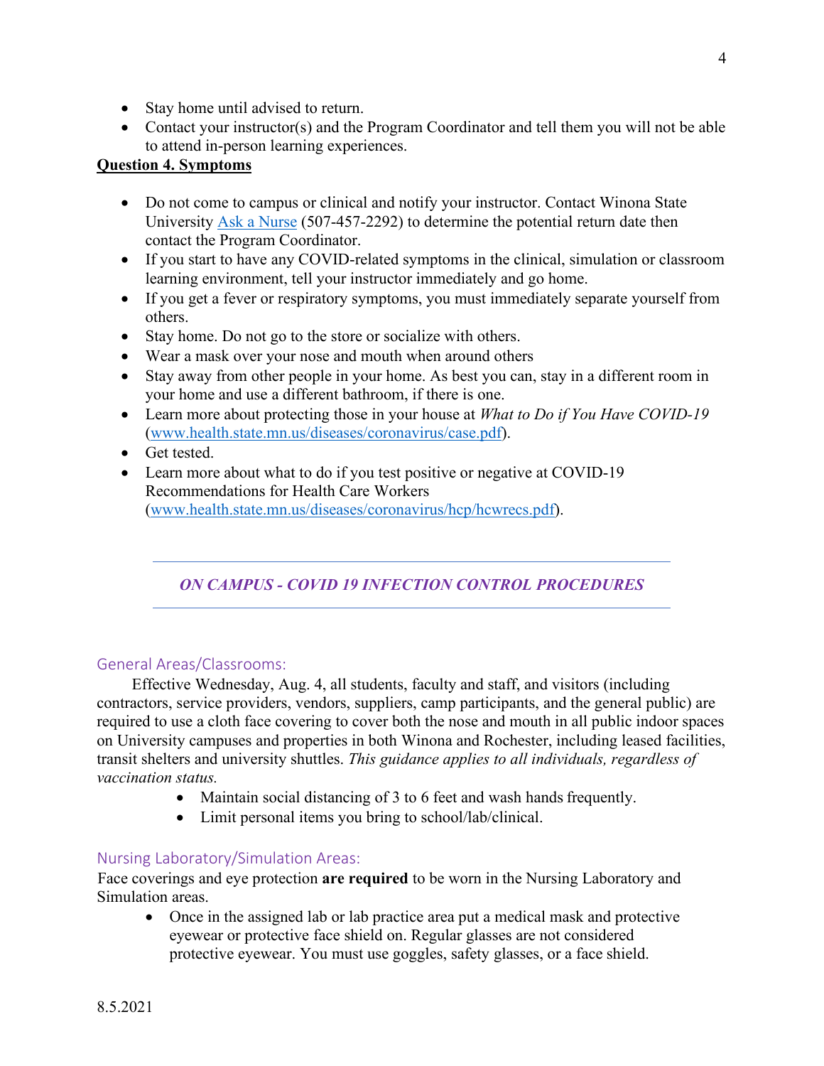- Stay home until advised to return.
- Contact your instructor(s) and the Program Coordinator and tell them you will not be able to attend in-person learning experiences.

**Question 4. Symptoms**

- Do not come to campus or clinical and notify your instructor. Contact Winona State University Ask a Nurse (507-457-2292) to determine the potential return date then contact the Program Coordinator.
- If you start to have any COVID-related symptoms in the clinical, simulation or classroom learning environment, tell your instructor immediately and go home.
- If you get a fever or respiratory symptoms, you must immediately separate yourself from others.
- Stay home. Do not go to the store or socialize with others.
- Wear a mask over your nose and mouth when around others
- Stay away from other people in your home. As best you can, stay in a different room in your home and use a different bathroom, if there is one.
- Learn more about protecting those in your house at *What to Do if You Have COVID-19* (www.health.state.mn.us/diseases/coronavirus/case.pdf).
- Get tested.
- Learn more about what to do if you test positive or negative at COVID-19 Recommendations for Health Care Workers (www.health.state.mn.us/diseases/coronavirus/hcp/hcwrecs.pdf).

---

## *ON CAMPUS - COVID 19 INFECTION CONTROL PROCEDURES*

---

### General Areas/Classrooms:

Effective Wednesday, Aug. 4, all students, faculty and staff, and visitors (including contractors, service providers, vendors, suppliers, camp participants, and the general public) are required to use a cloth face covering to cover both the nose and mouth in all public indoor spaces on University campuses and properties in both Winona and Rochester, including leased facilities, transit shelters and university shuttles. *This guidance applies to all individuals, regardless of vaccination status.*

- Maintain social distancing of 3 to 6 feet and wash hands frequently.
- Limit personal items you bring to school/lab/clinical.

### Nursing Laboratory/Simulation Areas:

Face coverings and eye protection **are required** to be worn in the Nursing Laboratory and Simulation areas.

- Once in the assigned lab or lab practice area put a medical mask and protective eyewear or protective face shield on. Regular glasses are not considered protective eyewear. You must use goggles, safety glasses, or a face shield.

8.5.2021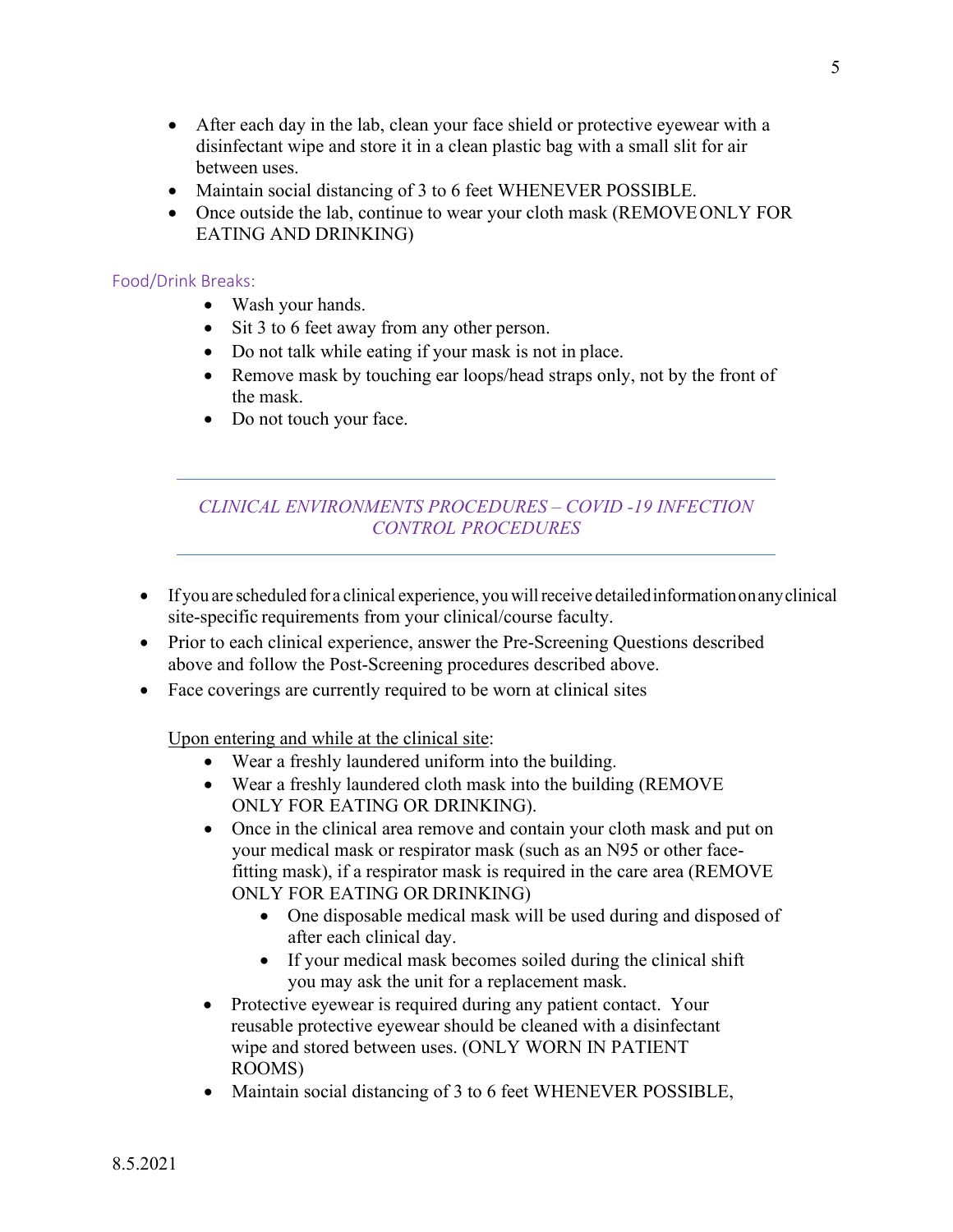- After each day in the lab, clean your face shield or protective eyewear with a disinfectant wipe and store it in a clean plastic bag with a small slit for air between uses.
- Maintain social distancing of 3 to 6 feet WHENEVER POSSIBLE.
- Once outside the lab, continue to wear your cloth mask (REMOVE ONLY FOR EATING AND DRINKING)

### Food/Drink Breaks:

- Wash your hands.
- Sit 3 to 6 feet away from any other person.
- Do not talk while eating if your mask is not in place.
- Remove mask by touching ear loops/head straps only, not by the front of the mask.
- Do not touch your face.

---

## *CLINICAL ENVIRONMENTS PROCEDURES – COVID -19 INFECTION CONTROL PROCEDURES*

---

- If you are scheduled for a clinical experience, you will receive detailed information on any clinical site-specific requirements from your clinical/course faculty.
- Prior to each clinical experience, answer the Pre-Screening Questions described above and follow the Post-Screening procedures described above.
- Face coverings are currently required to be worn at clinical sites

<u>Upon entering and while at the clinical site</u>:

- Wear a freshly laundered uniform into the building.
- Wear a freshly laundered cloth mask into the building (REMOVE ONLY FOR EATING OR DRINKING).
- Once in the clinical area remove and contain your cloth mask and put on your medical mask or respirator mask (such as an N95 or other face-fitting mask), if a respirator mask is required in the care area (REMOVE ONLY FOR EATING OR DRINKING)
    - One disposable medical mask will be used during and disposed of after each clinical day.
    - If your medical mask becomes soiled during the clinical shift you may ask the unit for a replacement mask.
- Protective eyewear is required during any patient contact. Your reusable protective eyewear should be cleaned with a disinfectant wipe and stored between uses. (ONLY WORN IN PATIENT ROOMS)
- Maintain social distancing of 3 to 6 feet WHENEVER POSSIBLE,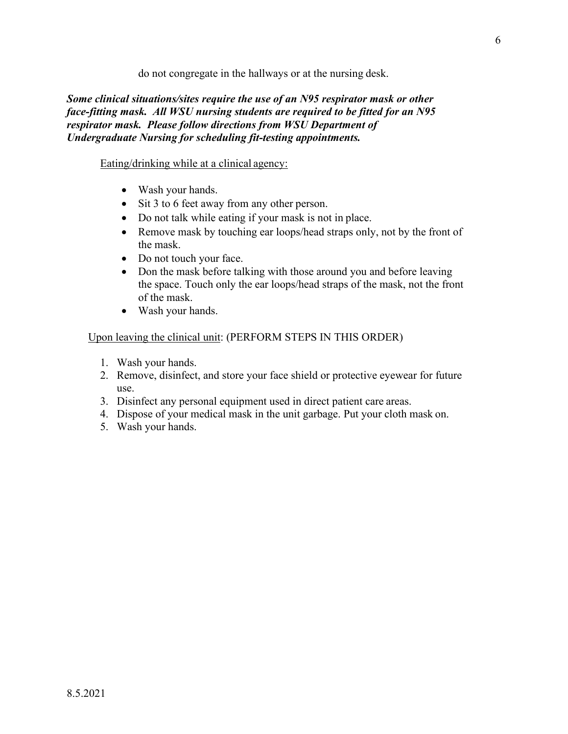do not congregate in the hallways or at the nursing desk.

***Some clinical situations/sites require the use of an N95 respirator mask or other face-fitting mask. All WSU nursing students are required to be fitted for an N95 respirator mask. Please follow directions from WSU Department of Undergraduate Nursing for scheduling fit-testing appointments.***

Eating/drinking while at a clinical agency:

- Wash your hands.
- Sit 3 to 6 feet away from any other person.
- Do not talk while eating if your mask is not in place.
- Remove mask by touching ear loops/head straps only, not by the front of the mask.
- Do not touch your face.
- Don the mask before talking with those around you and before leaving the space. Touch only the ear loops/head straps of the mask, not the front of the mask.
- Wash your hands.

Upon leaving the clinical unit: (PERFORM STEPS IN THIS ORDER)

1. Wash your hands.
2. Remove, disinfect, and store your face shield or protective eyewear for future use.
3. Disinfect any personal equipment used in direct patient care areas.
4. Dispose of your medical mask in the unit garbage. Put your cloth mask on.
5. Wash your hands.

8.5.2021